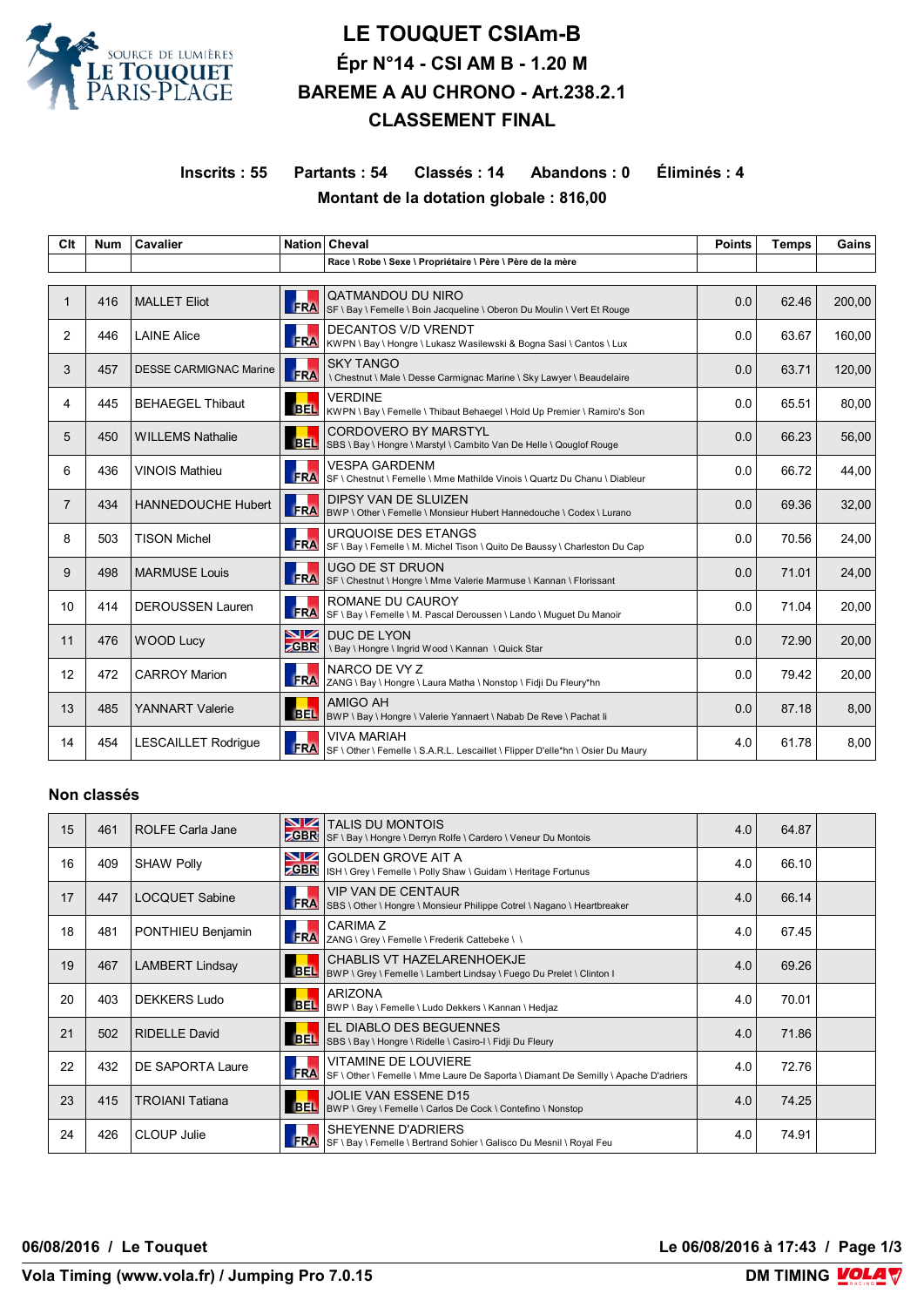# LE TOUQUET CSIAm-B

## Épr N°14 - CSI AM B - 1.20 M

## BAREME A AU CHRONO - Art.238.2.1

## CLASSEMENT FINAL

**Inscrits : 55 Partants : 54 Classés : 14 Abandons : 0 Éliminés : 4**

**Montant de la dotation globale : 816,00**

| Clt | Num | Cavalier | Nation | Cheval<br>Race \ Robe \ Sexe \ Propriétaire \ Père \ Père de la mère | Points | Temps | Gains |
|---|---|---|---|---|---|---|---|
| 1 | 416 | MALLET Eliot | FRA | QATMANDOU DU NIRO<br>SF \ Bay \ Femelle \ Boin Jacqueline \ Oberon Du Moulin \ Vert Et Rouge | 0.0 | 62.46 | 200,00 |
| 2 | 446 | LAINE Alice | FRA | DECANTOS V/D VRENDT<br>KWPN \ Bay \ Hongre \ Lukasz Wasilewski & Bogna Sasi \ Cantos \ Lux | 0.0 | 63.67 | 160,00 |
| 3 | 457 | DESSE CARMIGNAC Marine | FRA | SKY TANGO<br>\ Chestnut \ Male \ Desse Carmignac Marine \ Sky Lawyer \ Beaudelaire | 0.0 | 63.71 | 120,00 |
| 4 | 445 | BEHAEGEL Thibaut | BEL | VERDINE<br>KWPN \ Bay \ Femelle \ Thibaut Behaegel \ Hold Up Premier \ Ramiro's Son | 0.0 | 65.51 | 80,00 |
| 5 | 450 | WILLEMS Nathalie | BEL | CORDOVERO BY MARSTYL<br>SBS \ Bay \ Hongre \ Marstyl \ Cambito Van De Helle \ Qouglof Rouge | 0.0 | 66.23 | 56,00 |
| 6 | 436 | VINOIS Mathieu | FRA | VESPA GARDENM<br>SF \ Chestnut \ Femelle \ Mme Mathilde Vinois \ Quartz Du Chanu \ Diableur | 0.0 | 66.72 | 44,00 |
| 7 | 434 | HANNEDOUCHE Hubert | FRA | DIPSY VAN DE SLUIZEN<br>BWP \ Other \ Femelle \ Monsieur Hubert Hannedouche \ Codex \ Lurano | 0.0 | 69.36 | 32,00 |
| 8 | 503 | TISON Michel | FRA | URQUOISE DES ETANGS<br>SF \ Bay \ Femelle \ M. Michel Tison \ Quito De Baussy \ Charleston Du Cap | 0.0 | 70.56 | 24,00 |
| 9 | 498 | MARMUSE Louis | FRA | UGO DE ST DRUON<br>SF \ Chestnut \ Hongre \ Mme Valerie Marmuse \ Kannan \ Florissant | 0.0 | 71.01 | 24,00 |
| 10 | 414 | DEROUSSEN Lauren | FRA | ROMANE DU CAUROY<br>SF \ Bay \ Femelle \ M. Pascal Deroussen \ Lando \ Muguet Du Manoir | 0.0 | 71.04 | 20,00 |
| 11 | 476 | WOOD Lucy | GBR | DUC DE LYON<br>\ Bay \ Hongre \ Ingrid Wood \ Kannan \ Quick Star | 0.0 | 72.90 | 20,00 |
| 12 | 472 | CARROY Marion | FRA | NARCO DE VY Z<br>ZANG \ Bay \ Hongre \ Laura Matha \ Nonstop \ Fidji Du Fleury*hn | 0.0 | 79.42 | 20,00 |
| 13 | 485 | YANNART Valerie | BEL | AMIGO AH<br>BWP \ Bay \ Hongre \ Valerie Yannaert \ Nabab De Reve \ Pachat Ii | 0.0 | 87.18 | 8,00 |
| 14 | 454 | LESCAILLET Rodrigue | FRA | VIVA MARIAH<br>SF \ Other \ Femelle \ S.A.R.L. Lescaillet \ Flipper D'elle*hn \ Osier Du Maury | 4.0 | 61.78 | 8,00 |

### Non classés

| Clt | Num | Cavalier | Nation | Cheval | Points | Temps | Gains |
|---|---|---|---|---|---|---|---|
| 15 | 461 | ROLFE Carla Jane | GBR | TALIS DU MONTOIS<br>SF \ Bay \ Hongre \ Derryn Rolfe \ Cardero \ Veneur Du Montois | 4.0 | 64.87 | |
| 16 | 409 | SHAW Polly | GBR | GOLDEN GROVE AIT A<br>ISH \ Grey \ Femelle \ Polly Shaw \ Guidam \ Heritage Fortunus | 4.0 | 66.10 | |
| 17 | 447 | LOCQUET Sabine | FRA | VIP VAN DE CENTAUR<br>SBS \ Other \ Hongre \ Monsieur Philippe Cotrel \ Nagano \ Heartbreaker | 4.0 | 66.14 | |
| 18 | 481 | PONTHIEU Benjamin | FRA | CARIMA Z<br>ZANG \ Grey \ Femelle \ Frederik Cattebeke \ \ | 4.0 | 67.45 | |
| 19 | 467 | LAMBERT Lindsay | BEL | CHABLIS VT HAZELARENHOEKJE<br>BWP \ Grey \ Femelle \ Lambert Lindsay \ Fuego Du Prelet \ Clinton I | 4.0 | 69.26 | |
| 20 | 403 | DEKKERS Ludo | BEL | ARIZONA<br>BWP \ Bay \ Femelle \ Ludo Dekkers \ Kannan \ Hedjaz | 4.0 | 70.01 | |
| 21 | 502 | RIDELLE David | BEL | EL DIABLO DES BEGUENNES<br>SBS \ Bay \ Hongre \ Ridelle \ Casiro-I \ Fidji Du Fleury | 4.0 | 71.86 | |
| 22 | 432 | DE SAPORTA Laure | FRA | VITAMINE DE LOUVIERE<br>SF \ Other \ Femelle \ Mme Laure De Saporta \ Diamant De Semilly \ Apache D'adriers | 4.0 | 72.76 | |
| 23 | 415 | TROIANI Tatiana | BEL | JOLIE VAN ESSENE D15<br>BWP \ Grey \ Femelle \ Carlos De Cock \ Contefino \ Nonstop | 4.0 | 74.25 | |
| 24 | 426 | CLOUP Julie | FRA | SHEYENNE D'ADRIERS<br>SF \ Bay \ Femelle \ Bertrand Sohier \ Galisco Du Mesnil \ Royal Feu | 4.0 | 74.91 | |

06/08/2016 / Le Touquet — Le 06/08/2016 à 17:43

Vola Timing (www.vola.fr) / Jumping Pro 7.0.15 — DM TIMING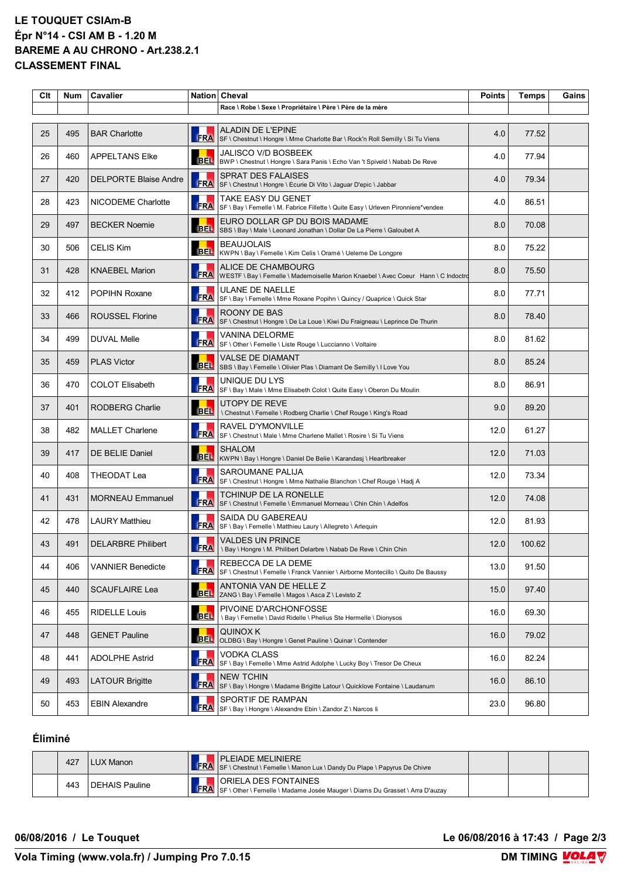# LE TOUQUET CSIAm-B
# Épr N°14 - CSI AM B - 1.20 M
# BAREME A AU CHRONO - Art.238.2.1
# CLASSEMENT FINAL

| Clt | Num | Cavalier | Nation | Cheval<br>Race \ Robe \ Sexe \ Propriétaire \ Père \ Père de la mère | Points | Temps | Gains |
|---|---|---|---|---|---|---|---|
| 25 | 495 | BAR Charlotte | FRA | ALADIN DE L'EPINE<br>SF \ Chestnut \ Hongre \ Mme Charlotte Bar \ Rock'n Roll Semilly \ Si Tu Viens | 4.0 | 77.52 | |
| 26 | 460 | APPELTANS Elke | BEL | JALISCO V/D BOSBEEK<br>BWP \ Chestnut \ Hongre \ Sara Panis \ Echo Van 't Spiveld \ Nabab De Reve | 4.0 | 77.94 | |
| 27 | 420 | DELPORTE Blaise Andre | FRA | SPRAT DES FALAISES<br>SF \ Chestnut \ Hongre \ Ecurie Di Vito \ Jaguar D'epic \ Jabbar | 4.0 | 79.34 | |
| 28 | 423 | NICODEME Charlotte | FRA | TAKE EASY DU GENET<br>SF \ Bay \ Femelle \ M. Fabrice Fillette \ Quite Easy \ Urleven Pironniere*vendee | 4.0 | 86.51 | |
| 29 | 497 | BECKER Noemie | BEL | EURO DOLLAR GP DU BOIS MADAME<br>SBS \ Bay \ Male \ Leonard Jonathan \ Dollar De La Pierre \ Galoubet A | 8.0 | 70.08 | |
| 30 | 506 | CELIS Kim | BEL | BEAUJOLAIS<br>KWPN \ Bay \ Femelle \ Kim Celis \ Oramé \ Ueleme De Longpre | 8.0 | 75.22 | |
| 31 | 428 | KNAEBEL Marion | FRA | ALICE DE CHAMBOURG<br>WESTF \ Bay \ Femelle \ Mademoiselle Marion Knaebel \ Avec Coeur Hann \ C Indoctro | 8.0 | 75.50 | |
| 32 | 412 | POPIHN Roxane | FRA | ULANE DE NAELLE<br>SF \ Bay \ Femelle \ Mme Roxane Popihn \ Quincy / Quaprice \ Quick Star | 8.0 | 77.71 | |
| 33 | 466 | ROUSSEL Florine | FRA | ROONY DE BAS<br>SF \ Chestnut \ Hongre \ De La Loue \ Kiwi Du Fraigneau \ Leprince De Thurin | 8.0 | 78.40 | |
| 34 | 499 | DUVAL Melle | FRA | VANINA DELORME<br>SF \ Other \ Femelle \ Liste Rouge \ Luccianno \ Voltaire | 8.0 | 81.62 | |
| 35 | 459 | PLAS Victor | BEL | VALSE DE DIAMANT<br>SBS \ Bay \ Femelle \ Olivier Plas \ Diamant De Semilly \ I Love You | 8.0 | 85.24 | |
| 36 | 470 | COLOT Elisabeth | FRA | UNIQUE DU LYS<br>SF \ Bay \ Male \ Mme Elisabeth Colot \ Quite Easy \ Oberon Du Moulin | 8.0 | 86.91 | |
| 37 | 401 | RODBERG Charlie | BEL | UTOPY DE REVE<br>\ Chestnut \ Femelle \ Rodberg Charlie \ Chef Rouge \ King's Road | 9.0 | 89.20 | |
| 38 | 482 | MALLET Charlene | FRA | RAVEL D'YMONVILLE<br>SF \ Chestnut \ Male \ Mme Charlene Mallet \ Rosire \ Si Tu Viens | 12.0 | 61.27 | |
| 39 | 417 | DE BELIE Daniel | BEL | SHALOM<br>KWPN \ Bay \ Hongre \ Daniel De Belie \ Karandasj \ Heartbreaker | 12.0 | 71.03 | |
| 40 | 408 | THEODAT Lea | FRA | SAROUMANE PALIJA<br>SF \ Chestnut \ Hongre \ Mme Nathalie Blanchon \ Chef Rouge \ Hadj A | 12.0 | 73.34 | |
| 41 | 431 | MORNEAU Emmanuel | FRA | TCHINUP DE LA RONELLE<br>SF \ Chestnut \ Femelle \ Emmanuel Morneau \ Chin Chin \ Adelfos | 12.0 | 74.08 | |
| 42 | 478 | LAURY Matthieu | FRA | SAIDA DU GABEREAU<br>SF \ Bay \ Femelle \ Matthieu Laury \ Allegreto \ Arlequin | 12.0 | 81.93 | |
| 43 | 491 | DELARBRE Philibert | FRA | VALDES UN PRINCE<br>\ Bay \ Hongre \ M. Philibert Delarbre \ Nabab De Reve \ Chin Chin | 12.0 | 100.62 | |
| 44 | 406 | VANNIER Benedicte | FRA | REBECCA DE LA DEME<br>SF \ Chestnut \ Femelle \ Franck Vannier \ Airborne Montecillo \ Quito De Baussy | 13.0 | 91.50 | |
| 45 | 440 | SCAUFLAIRE Lea | BEL | ANTONIA VAN DE HELLE Z<br>ZANG \ Bay \ Femelle \ Magos \ Asca Z \ Levisto Z | 15.0 | 97.40 | |
| 46 | 455 | RIDELLE Louis | BEL | PIVOINE D'ARCHONFOSSE<br>\ Bay \ Femelle \ David Ridelle \ Phelius Ste Hermelle \ Dionysos | 16.0 | 69.30 | |
| 47 | 448 | GENET Pauline | BEL | QUINOX K<br>OLDBG \ Bay \ Hongre \ Genet Pauline \ Quinar \ Contender | 16.0 | 79.02 | |
| 48 | 441 | ADOLPHE Astrid | FRA | VODKA CLASS<br>SF \ Bay \ Femelle \ Mme Astrid Adolphe \ Lucky Boy \ Tresor De Cheux | 16.0 | 82.24 | |
| 49 | 493 | LATOUR Brigitte | FRA | NEW TCHIN<br>SF \ Bay \ Hongre \ Madame Brigitte Latour \ Quicklove Fontaine \ Laudanum | 16.0 | 86.10 | |
| 50 | 453 | EBIN Alexandre | FRA | SPORTIF DE RAMPAN<br>SF \ Bay \ Hongre \ Alexandre Ebin \ Zandor Z \ Narcos Ii | 23.0 | 96.80 | |

## Éliminé

| Clt | Num | Cavalier | Nation | Cheval | Points | Temps | Gains |
|---|---|---|---|---|---|---|---|
| | 427 | LUX Manon | FRA | PLEIADE MELINIERE<br>SF \ Chestnut \ Femelle \ Manon Lux \ Dandy Du Plape \ Papyrus De Chivre | | | |
| | 443 | DEHAIS Pauline | FRA | ORIELA DES FONTAINES<br>SF \ Other \ Femelle \ Madame Josée Mauger \ Diams Du Grasset \ Arra D'auzay | | | |

06/08/2016 / Le Touquet — Le 06/08/2016 à 17:43

Vola Timing (www.vola.fr) / Jumping Pro 7.0.15 — DM TIMING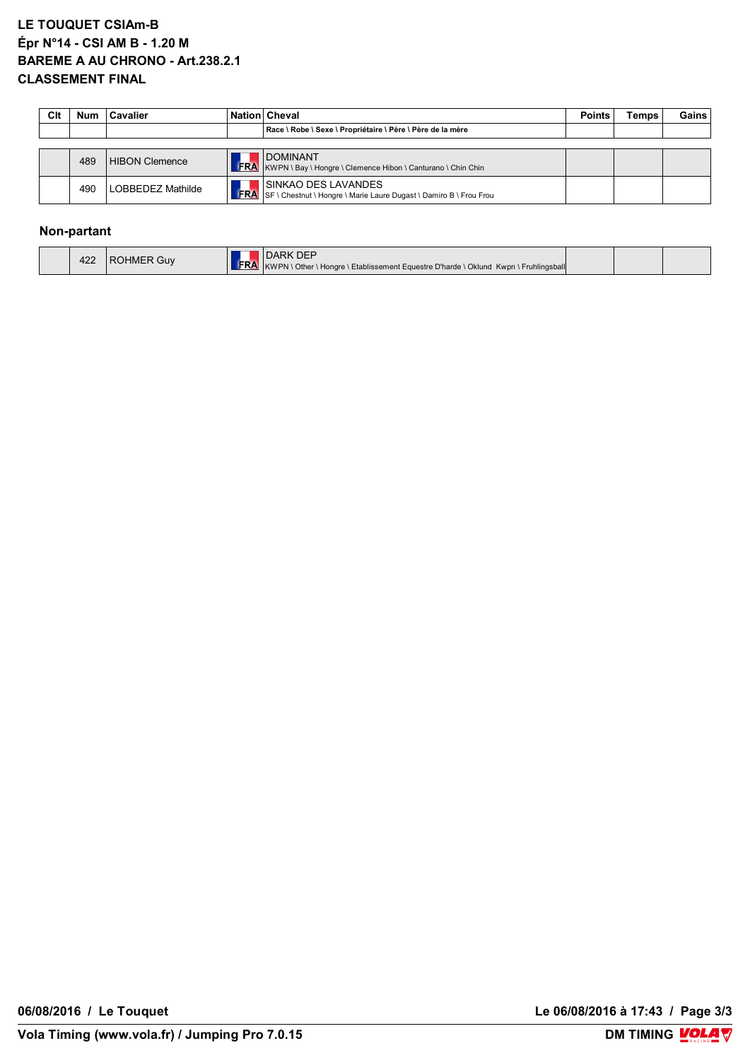# LE TOUQUET CSIAm-B

## Épr N°14 - CSI AM B - 1.20 M

## BAREME A AU CHRONO - Art.238.2.1

## CLASSEMENT FINAL

| Clt | Num | Cavalier | Nation | Cheval | Points | Temps | Gains |
|---|---|---|---|---|---|---|---|
| | | | | Race \ Robe \ Sexe \ Propriétaire \ Père \ Père de la mère | | | |
| | 489 | HIBON Clemence | FRA | DOMINANT<br>KWPN \ Bay \ Hongre \ Clemence Hibon \ Canturano \ Chin Chin | | | |
| | 490 | LOBBEDEZ Mathilde | FRA | SINKAO DES LAVANDES<br>SF \ Chestnut \ Hongre \ Marie Laure Dugast \ Damiro B \ Frou Frou | | | |

### Non-partant

| | | | | | | | |
|---|---|---|---|---|---|---|---|
| | 422 | ROHMER Guy | FRA | DARK DEP<br>KWPN \ Other \ Hongre \ Etablissement Equestre D'harde \ Oklund Kwpn \ Fruhlingsball | | | |

**06/08/2016 / Le Touquet** — **Le 06/08/2016 à 17:43**

**Vola Timing (www.vola.fr) / Jumping Pro 7.0.15** — **DM TIMING**